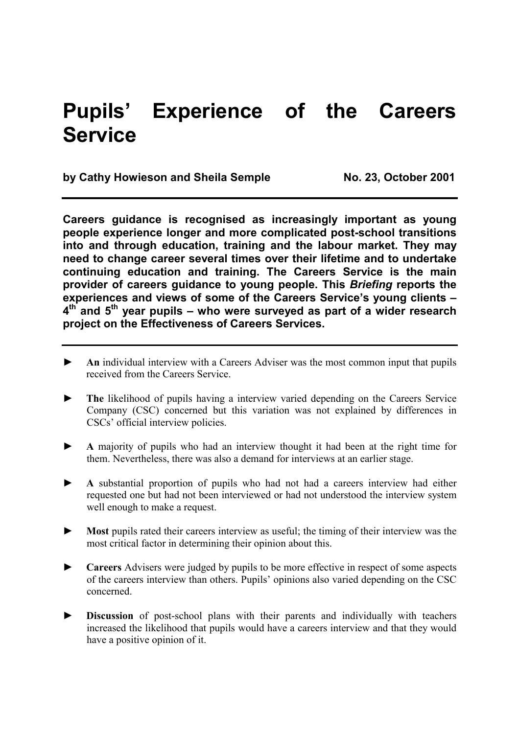# Pupils' Experience of the Careers Service

**by Cathy Howieson and Sheila Semple** **No. 23, October 2001**

---

**Careers guidance is recognised as increasingly important as young people experience longer and more complicated post-school transitions into and through education, training and the labour market. They may need to change career several times over their lifetime and to undertake continuing education and training. The Careers Service is the main provider of careers guidance to young people. This *Briefing* reports the experiences and views of some of the Careers Service's young clients – 4th and 5th year pupils – who were surveyed as part of a wider research project on the Effectiveness of Careers Services.**

---

- **An** individual interview with a Careers Adviser was the most common input that pupils received from the Careers Service.
- **The** likelihood of pupils having a interview varied depending on the Careers Service Company (CSC) concerned but this variation was not explained by differences in CSCs' official interview policies.
- **A** majority of pupils who had an interview thought it had been at the right time for them. Nevertheless, there was also a demand for interviews at an earlier stage.
- **A** substantial proportion of pupils who had not had a careers interview had either requested one but had not been interviewed or had not understood the interview system well enough to make a request.
- **Most** pupils rated their careers interview as useful; the timing of their interview was the most critical factor in determining their opinion about this.
- **Careers** Advisers were judged by pupils to be more effective in respect of some aspects of the careers interview than others. Pupils' opinions also varied depending on the CSC concerned.
- **Discussion** of post-school plans with their parents and individually with teachers increased the likelihood that pupils would have a careers interview and that they would have a positive opinion of it.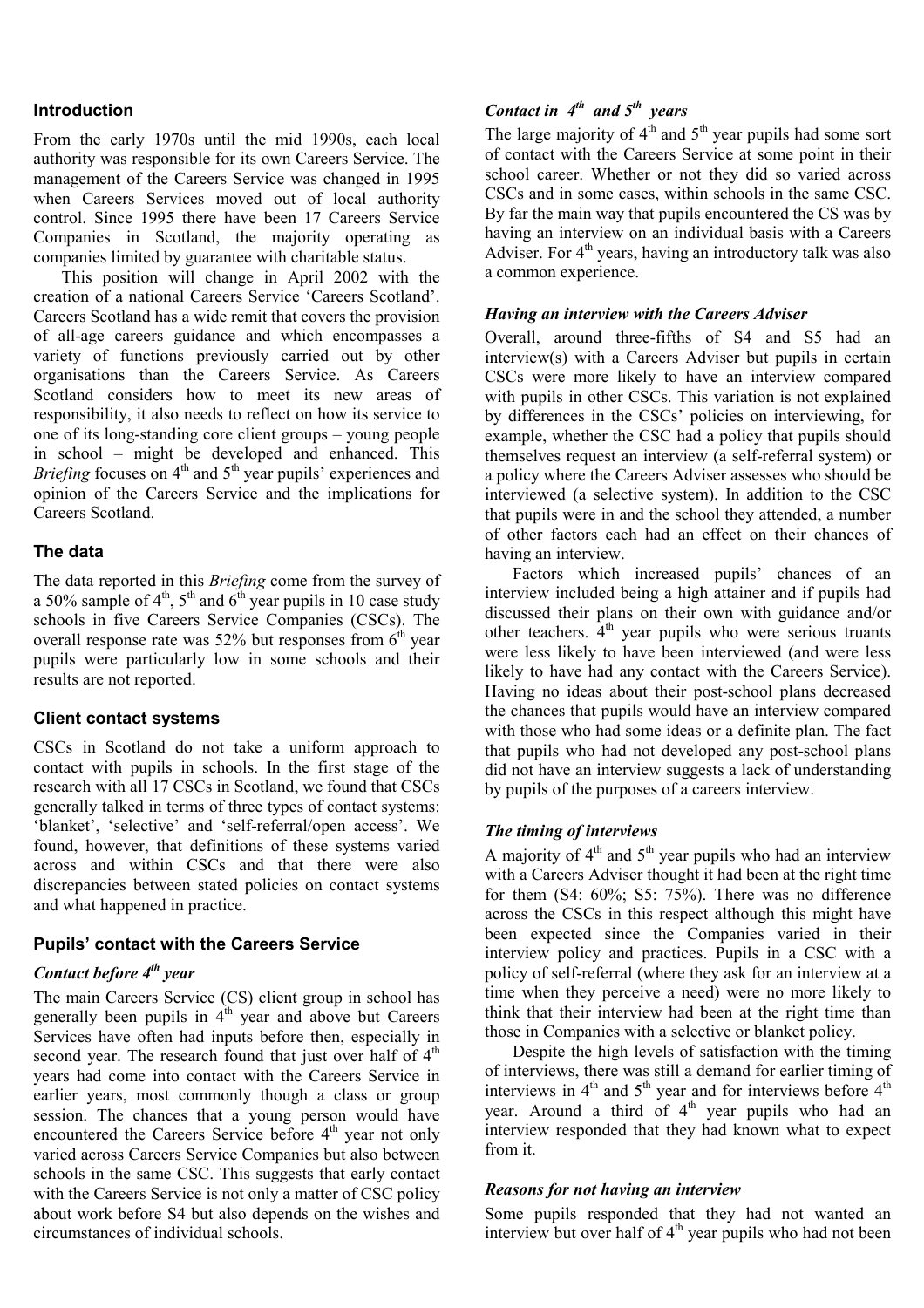## Introduction

From the early 1970s until the mid 1990s, each local authority was responsible for its own Careers Service. The management of the Careers Service was changed in 1995 when Careers Services moved out of local authority control. Since 1995 there have been 17 Careers Service Companies in Scotland, the majority operating as companies limited by guarantee with charitable status.

This position will change in April 2002 with the creation of a national Careers Service 'Careers Scotland'. Careers Scotland has a wide remit that covers the provision of all-age careers guidance and which encompasses a variety of functions previously carried out by other organisations than the Careers Service. As Careers Scotland considers how to meet its new areas of responsibility, it also needs to reflect on how its service to one of its long-standing core client groups – young people in school – might be developed and enhanced. This *Briefing* focuses on 4th and 5th year pupils' experiences and opinion of the Careers Service and the implications for Careers Scotland.

## The data

The data reported in this *Briefing* come from the survey of a 50% sample of 4th, 5th and 6th year pupils in 10 case study schools in five Careers Service Companies (CSCs). The overall response rate was 52% but responses from 6th year pupils were particularly low in some schools and their results are not reported.

## Client contact systems

CSCs in Scotland do not take a uniform approach to contact with pupils in schools. In the first stage of the research with all 17 CSCs in Scotland, we found that CSCs generally talked in terms of three types of contact systems: 'blanket', 'selective' and 'self-referral/open access'. We found, however, that definitions of these systems varied across and within CSCs and that there were also discrepancies between stated policies on contact systems and what happened in practice.

## Pupils' contact with the Careers Service

### *Contact before 4th year*

The main Careers Service (CS) client group in school has generally been pupils in 4th year and above but Careers Services have often had inputs before then, especially in second year. The research found that just over half of 4th years had come into contact with the Careers Service in earlier years, most commonly though a class or group session. The chances that a young person would have encountered the Careers Service before 4th year not only varied across Careers Service Companies but also between schools in the same CSC. This suggests that early contact with the Careers Service is not only a matter of CSC policy about work before S4 but also depends on the wishes and circumstances of individual schools.

### *Contact in 4th and 5th years*

The large majority of 4th and 5th year pupils had some sort of contact with the Careers Service at some point in their school career. Whether or not they did so varied across CSCs and in some cases, within schools in the same CSC. By far the main way that pupils encountered the CS was by having an interview on an individual basis with a Careers Adviser. For 4th years, having an introductory talk was also a common experience.

### *Having an interview with the Careers Adviser*

Overall, around three-fifths of S4 and S5 had an interview(s) with a Careers Adviser but pupils in certain CSCs were more likely to have an interview compared with pupils in other CSCs. This variation is not explained by differences in the CSCs' policies on interviewing, for example, whether the CSC had a policy that pupils should themselves request an interview (a self-referral system) or a policy where the Careers Adviser assesses who should be interviewed (a selective system). In addition to the CSC that pupils were in and the school they attended, a number of other factors each had an effect on their chances of having an interview.

Factors which increased pupils' chances of an interview included being a high attainer and if pupils had discussed their plans on their own with guidance and/or other teachers. 4th year pupils who were serious truants were less likely to have been interviewed (and were less likely to have had any contact with the Careers Service). Having no ideas about their post-school plans decreased the chances that pupils would have an interview compared with those who had some ideas or a definite plan. The fact that pupils who had not developed any post-school plans did not have an interview suggests a lack of understanding by pupils of the purposes of a careers interview.

### *The timing of interviews*

A majority of 4th and 5th year pupils who had an interview with a Careers Adviser thought it had been at the right time for them (S4: 60%; S5: 75%). There was no difference across the CSCs in this respect although this might have been expected since the Companies varied in their interview policy and practices. Pupils in a CSC with a policy of self-referral (where they ask for an interview at a time when they perceive a need) were no more likely to think that their interview had been at the right time than those in Companies with a selective or blanket policy.

Despite the high levels of satisfaction with the timing of interviews, there was still a demand for earlier timing of interviews in 4th and 5th year and for interviews before 4th year. Around a third of 4th year pupils who had an interview responded that they had known what to expect from it.

### *Reasons for not having an interview*

Some pupils responded that they had not wanted an interview but over half of 4th year pupils who had not been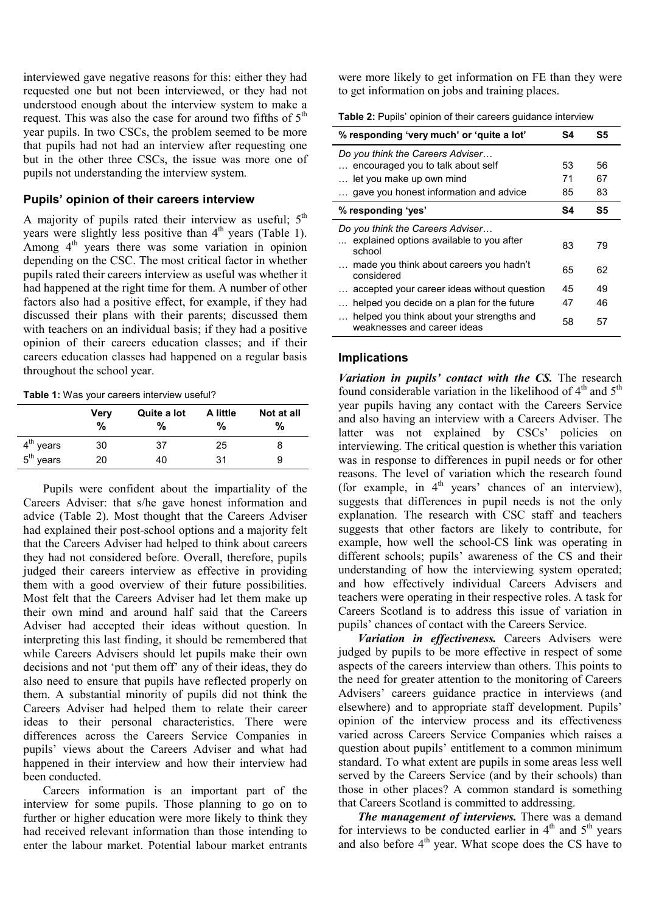interviewed gave negative reasons for this: either they had requested one but not been interviewed, or they had not understood enough about the interview system to make a request. This was also the case for around two fifths of 5th year pupils. In two CSCs, the problem seemed to be more that pupils had not had an interview after requesting one but in the other three CSCs, the issue was more one of pupils not understanding the interview system.

### Pupils' opinion of their careers interview

A majority of pupils rated their interview as useful; 5th years were slightly less positive than 4th years (Table 1). Among 4th years there was some variation in opinion depending on the CSC. The most critical factor in whether pupils rated their careers interview as useful was whether it had happened at the right time for them. A number of other factors also had a positive effect, for example, if they had discussed their plans with their parents; discussed them with teachers on an individual basis; if they had a positive opinion of their careers education classes; and if their careers education classes had happened on a regular basis throughout the school year.

**Table 1:** Was your careers interview useful?

| | Very % | Quite a lot % | A little % | Not at all % |
|---|---|---|---|---|
| 4th years | 30 | 37 | 25 | 8 |
| 5th years | 20 | 40 | 31 | 9 |

Pupils were confident about the impartiality of the Careers Adviser: that s/he gave honest information and advice (Table 2). Most thought that the Careers Adviser had explained their post-school options and a majority felt that the Careers Adviser had helped to think about careers they had not considered before. Overall, therefore, pupils judged their careers interview as effective in providing them with a good overview of their future possibilities. Most felt that the Careers Adviser had let them make up their own mind and around half said that the Careers Adviser had accepted their ideas without question. In interpreting this last finding, it should be remembered that while Careers Advisers should let pupils make their own decisions and not 'put them off' any of their ideas, they do also need to ensure that pupils have reflected properly on them. A substantial minority of pupils did not think the Careers Adviser had helped them to relate their career ideas to their personal characteristics. There were differences across the Careers Service Companies in pupils' views about the Careers Adviser and what had happened in their interview and how their interview had been conducted.

Careers information is an important part of the interview for some pupils. Those planning to go on to further or higher education were more likely to think they had received relevant information than those intending to enter the labour market. Potential labour market entrants were more likely to get information on FE than they were to get information on jobs and training places.

**Table 2:** Pupils' opinion of their careers guidance interview

| % responding 'very much' or 'quite a lot' | S4 | S5 |
|---|---|---|
| *Do you think the Careers Adviser…* | | |
| … encouraged you to talk about self | 53 | 56 |
| … let you make up own mind | 71 | 67 |
| … gave you honest information and advice | 85 | 83 |
| **% responding 'yes'** | **S4** | **S5** |
| *Do you think the Careers Adviser…* | | |
| … explained options available to you after school | 83 | 79 |
| … made you think about careers you hadn't considered | 65 | 62 |
| … accepted your career ideas without question | 45 | 49 |
| … helped you decide on a plan for the future | 47 | 46 |
| … helped you think about your strengths and weaknesses and career ideas | 58 | 57 |

### Implications

***Variation in pupils' contact with the CS.*** The research found considerable variation in the likelihood of 4th and 5th year pupils having any contact with the Careers Service and also having an interview with a Careers Adviser. The latter was not explained by CSCs' policies on interviewing. The critical question is whether this variation was in response to differences in pupil needs or for other reasons. The level of variation which the research found (for example, in 4th years' chances of an interview), suggests that differences in pupil needs is not the only explanation. The research with CSC staff and teachers suggests that other factors are likely to contribute, for example, how well the school-CS link was operating in different schools; pupils' awareness of the CS and their understanding of how the interviewing system operated; and how effectively individual Careers Advisers and teachers were operating in their respective roles. A task for Careers Scotland is to address this issue of variation in pupils' chances of contact with the Careers Service.

***Variation in effectiveness.*** Careers Advisers were judged by pupils to be more effective in respect of some aspects of the careers interview than others. This points to the need for greater attention to the monitoring of Careers Advisers' careers guidance practice in interviews (and elsewhere) and to appropriate staff development. Pupils' opinion of the interview process and its effectiveness varied across Careers Service Companies which raises a question about pupils' entitlement to a common minimum standard. To what extent are pupils in some areas less well served by the Careers Service (and by their schools) than those in other places? A common standard is something that Careers Scotland is committed to addressing.

***The management of interviews.*** There was a demand for interviews to be conducted earlier in 4th and 5th years and also before 4th year. What scope does the CS have to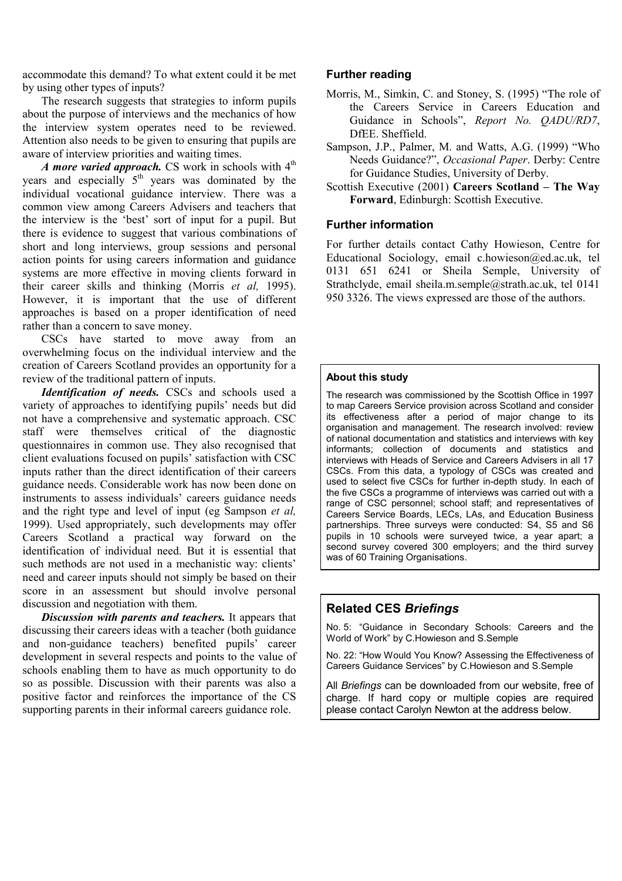accommodate this demand? To what extent could it be met by using other types of inputs?

The research suggests that strategies to inform pupils about the purpose of interviews and the mechanics of how the interview system operates need to be reviewed. Attention also needs to be given to ensuring that pupils are aware of interview priorities and waiting times.

***A more varied approach.*** CS work in schools with 4th years and especially 5th years was dominated by the individual vocational guidance interview. There was a common view among Careers Advisers and teachers that the interview is the 'best' sort of input for a pupil. But there is evidence to suggest that various combinations of short and long interviews, group sessions and personal action points for using careers information and guidance systems are more effective in moving clients forward in their career skills and thinking (Morris *et al,* 1995). However, it is important that the use of different approaches is based on a proper identification of need rather than a concern to save money.

CSCs have started to move away from an overwhelming focus on the individual interview and the creation of Careers Scotland provides an opportunity for a review of the traditional pattern of inputs.

***Identification of needs.*** CSCs and schools used a variety of approaches to identifying pupils' needs but did not have a comprehensive and systematic approach. CSC staff were themselves critical of the diagnostic questionnaires in common use. They also recognised that client evaluations focused on pupils' satisfaction with CSC inputs rather than the direct identification of their careers guidance needs. Considerable work has now been done on instruments to assess individuals' careers guidance needs and the right type and level of input (eg Sampson *et al,* 1999). Used appropriately, such developments may offer Careers Scotland a practical way forward on the identification of individual need. But it is essential that such methods are not used in a mechanistic way: clients' need and career inputs should not simply be based on their score in an assessment but should involve personal discussion and negotiation with them.

***Discussion with parents and teachers.*** It appears that discussing their careers ideas with a teacher (both guidance and non-guidance teachers) benefited pupils' career development in several respects and points to the value of schools enabling them to have as much opportunity to do so as possible. Discussion with their parents was also a positive factor and reinforces the importance of the CS supporting parents in their informal careers guidance role.

### Further reading

Morris, M., Simkin, C. and Stoney, S. (1995) "The role of the Careers Service in Careers Education and Guidance in Schools", *Report No. QADU/RD7*, DfEE. Sheffield.

Sampson, J.P., Palmer, M. and Watts, A.G. (1999) "Who Needs Guidance?", *Occasional Paper*. Derby: Centre for Guidance Studies, University of Derby.

Scottish Executive (2001) **Careers Scotland – The Way Forward**, Edinburgh: Scottish Executive.

### Further information

For further details contact Cathy Howieson, Centre for Educational Sociology, email c.howieson@ed.ac.uk, tel 0131 651 6241 or Sheila Semple, University of Strathclyde, email sheila.m.semple@strath.ac.uk, tel 0141 950 3326. The views expressed are those of the authors.

#### About this study

The research was commissioned by the Scottish Office in 1997 to map Careers Service provision across Scotland and consider its effectiveness after a period of major change to its organisation and management. The research involved: review of national documentation and statistics and interviews with key informants; collection of documents and statistics and interviews with Heads of Service and Careers Advisers in all 17 CSCs. From this data, a typology of CSCs was created and used to select five CSCs for further in-depth study. In each of the five CSCs a programme of interviews was carried out with a range of CSC personnel; school staff; and representatives of Careers Service Boards, LECs, LAs, and Education Business partnerships. Three surveys were conducted: S4, S5 and S6 pupils in 10 schools were surveyed twice, a year apart; a second survey covered 300 employers; and the third survey was of 60 Training Organisations.

### Related CES *Briefings*

No. 5: "Guidance in Secondary Schools: Careers and the World of Work" by C.Howieson and S.Semple

No. 22: "How Would You Know? Assessing the Effectiveness of Careers Guidance Services" by C.Howieson and S.Semple

All *Briefings* can be downloaded from our website, free of charge. If hard copy or multiple copies are required please contact Carolyn Newton at the address below.